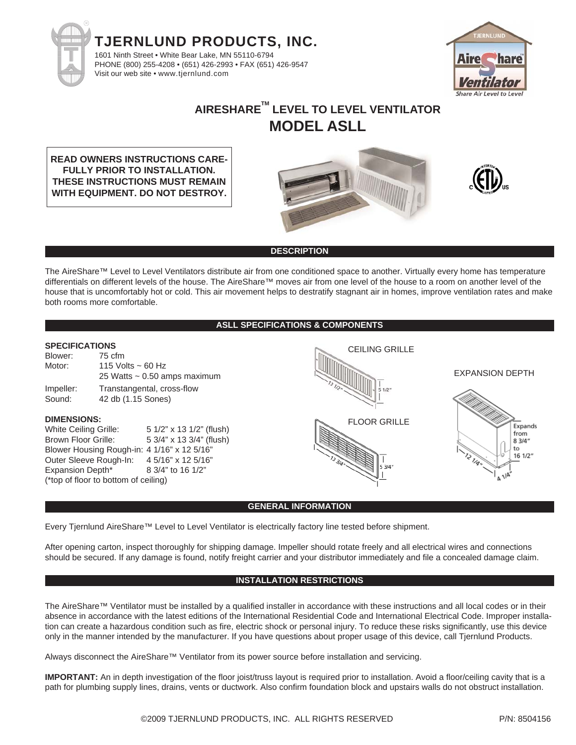# TJERNLUND PRODUCTS, INC.

1601 Ninth Street • White Bear Lake, MN 55110-6794
PHONE (800) 255-4208 • (651) 426-2993 • FAX (651) 426-9547
Visit our web site • www.tjernlund.com

## AIRESHARE™ LEVEL TO LEVEL VENTILATOR
## MODEL ASLL

**READ OWNERS INSTRUCTIONS CAREFULLY PRIOR TO INSTALLATION. THESE INSTRUCTIONS MUST REMAIN WITH EQUIPMENT. DO NOT DESTROY.**

### DESCRIPTION

The AireShare™ Level to Level Ventilators distribute air from one conditioned space to another. Virtually every home has temperature differentials on different levels of the house. The AireShare™ moves air from one level of the house to a room on another level of the house that is uncomfortably hot or cold. This air movement helps to destratify stagnant air in homes, improve ventilation rates and make both rooms more comfortable.

### ASLL SPECIFICATIONS & COMPONENTS

**SPECIFICATIONS**

| | |
|---|---|
| Blower: | 75 cfm |
| Motor: | 115 Volts ~ 60 Hz<br>25 Watts ~ 0.50 amps maximum |
| Impeller: | Transtangental, cross-flow |
| Sound: | 42 db (1.15 Sones) |

**DIMENSIONS:**

| | |
|---|---|
| White Ceiling Grille: | 5 1/2" x 13 1/2" (flush) |
| Brown Floor Grille: | 5 3/4" x 13 3/4" (flush) |
| Blower Housing Rough-in: | 4 1/16" x 12 5/16" |
| Outer Sleeve Rough-In: | 4 5/16" x 12 5/16" |
| Expansion Depth* | 8 3/4" to 16 1/2" |

(*top of floor to bottom of ceiling)

CEILING GRILLE: 13 1/2", 5 1/2"

FLOOR GRILLE: 13 3/4", 5 3/4"

EXPANSION DEPTH: Expands from 8 3/4" to 16 1/2"; 12 1/4", 4 1/4"

### GENERAL INFORMATION

Every Tjernlund AireShare™ Level to Level Ventilator is electrically factory line tested before shipment.

After opening carton, inspect thoroughly for shipping damage. Impeller should rotate freely and all electrical wires and connections should be secured. If any damage is found, notify freight carrier and your distributor immediately and file a concealed damage claim.

### INSTALLATION RESTRICTIONS

The AireShare™ Ventilator must be installed by a qualified installer in accordance with these instructions and all local codes or in their absence in accordance with the latest editions of the International Residential Code and International Electrical Code. Improper installation can create a hazardous condition such as fire, electric shock or personal injury. To reduce these risks significantly, use this device only in the manner intended by the manufacturer. If you have questions about proper usage of this device, call Tjernlund Products.

Always disconnect the AireShare™ Ventilator from its power source before installation and servicing.

**IMPORTANT:** An in depth investigation of the floor joist/truss layout is required prior to installation. Avoid a floor/ceiling cavity that is a path for plumbing supply lines, drains, vents or ductwork. Also confirm foundation block and upstairs walls do not obstruct installation.

©2009 TJERNLUND PRODUCTS, INC. ALL RIGHTS RESERVED P/N: 8504156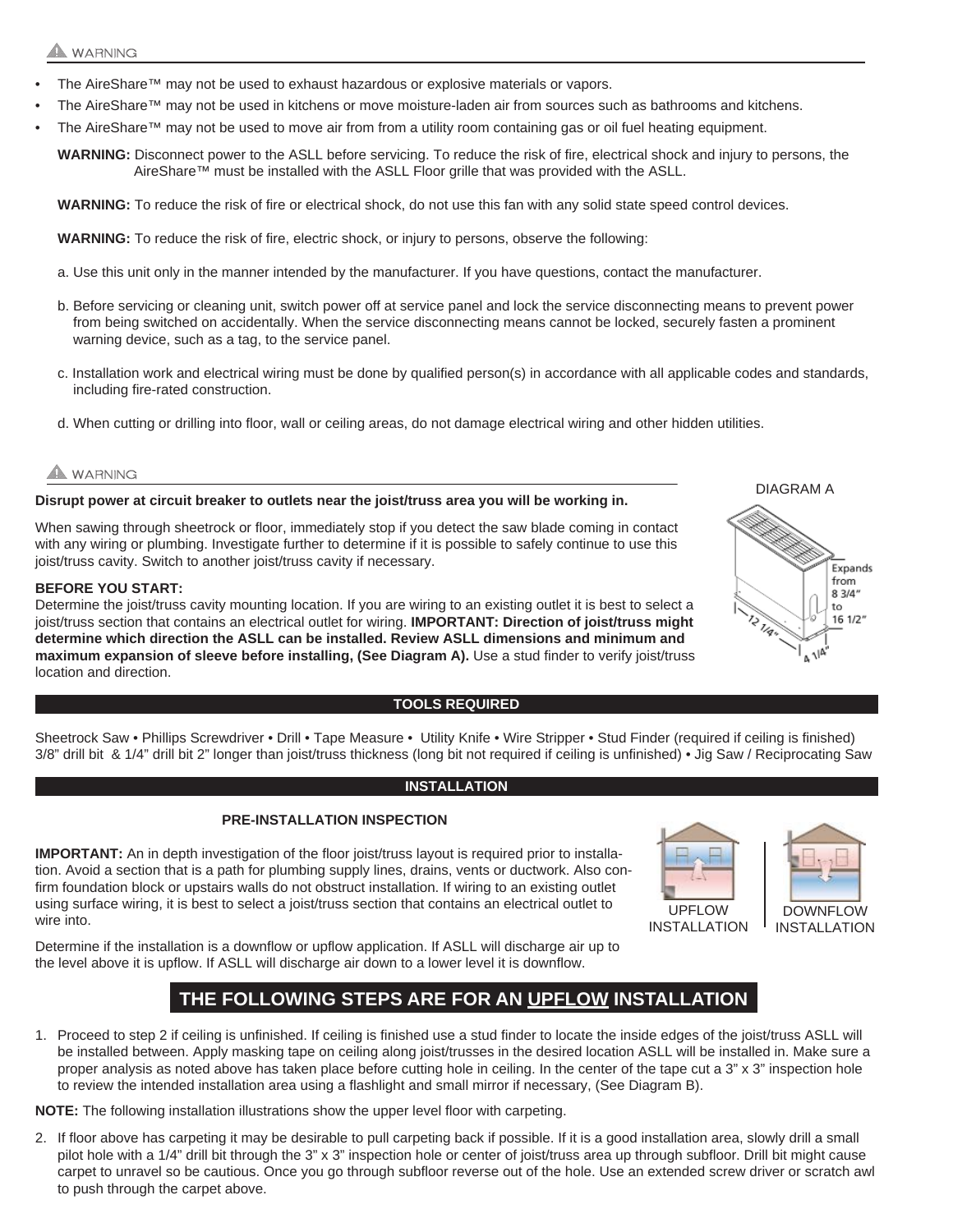⚠ WARNING

- The AireShare™ may not be used to exhaust hazardous or explosive materials or vapors.
- The AireShare™ may not be used in kitchens or move moisture-laden air from sources such as bathrooms and kitchens.
- The AireShare™ may not be used to move air from from a utility room containing gas or oil fuel heating equipment.

**WARNING:** Disconnect power to the ASLL before servicing. To reduce the risk of fire, electrical shock and injury to persons, the AireShare™ must be installed with the ASLL Floor grille that was provided with the ASLL.

**WARNING:** To reduce the risk of fire or electrical shock, do not use this fan with any solid state speed control devices.

**WARNING:** To reduce the risk of fire, electric shock, or injury to persons, observe the following:

a. Use this unit only in the manner intended by the manufacturer. If you have questions, contact the manufacturer.

b. Before servicing or cleaning unit, switch power off at service panel and lock the service disconnecting means to prevent power from being switched on accidentally. When the service disconnecting means cannot be locked, securely fasten a prominent warning device, such as a tag, to the service panel.

c. Installation work and electrical wiring must be done by qualified person(s) in accordance with all applicable codes and standards, including fire-rated construction.

d. When cutting or drilling into floor, wall or ceiling areas, do not damage electrical wiring and other hidden utilities.

⚠ WARNING

**Disrupt power at circuit breaker to outlets near the joist/truss area you will be working in.**

When sawing through sheetrock or floor, immediately stop if you detect the saw blade coming in contact with any wiring or plumbing. Investigate further to determine if it is possible to safely continue to use this joist/truss cavity. Switch to another joist/truss cavity if necessary.

**BEFORE YOU START:**
Determine the joist/truss cavity mounting location. If you are wiring to an existing outlet it is best to select a joist/truss section that contains an electrical outlet for wiring. **IMPORTANT: Direction of joist/truss might determine which direction the ASLL can be installed. Review ASLL dimensions and minimum and maximum expansion of sleeve before installing, (See Diagram A).** Use a stud finder to verify joist/truss location and direction.

DIAGRAM A

Expands from 8 3/4" to 16 1/2"

12 1/4"

4 1/4"

## TOOLS REQUIRED

Sheetrock Saw • Phillips Screwdriver • Drill • Tape Measure • Utility Knife • Wire Stripper • Stud Finder (required if ceiling is finished) 3/8" drill bit & 1/4" drill bit 2" longer than joist/truss thickness (long bit not required if ceiling is unfinished) • Jig Saw / Reciprocating Saw

## INSTALLATION

### PRE-INSTALLATION INSPECTION

**IMPORTANT:** An in depth investigation of the floor joist/truss layout is required prior to installation. Avoid a section that is a path for plumbing supply lines, drains, vents or ductwork. Also confirm foundation block or upstairs walls do not obstruct installation. If wiring to an existing outlet using surface wiring, it is best to select a joist/truss section that contains an electrical outlet to wire into.

Determine if the installation is a downflow or upflow application. If ASLL will discharge air up to the level above it is upflow. If ASLL will discharge air down to a lower level it is downflow.

UPFLOW INSTALLATION

DOWNFLOW INSTALLATION

## THE FOLLOWING STEPS ARE FOR AN UPFLOW INSTALLATION

1. Proceed to step 2 if ceiling is unfinished. If ceiling is finished use a stud finder to locate the inside edges of the joist/truss ASLL will be installed between. Apply masking tape on ceiling along joist/trusses in the desired location ASLL will be installed in. Make sure a proper analysis as noted above has taken place before cutting hole in ceiling. In the center of the tape cut a 3" x 3" inspection hole to review the intended installation area using a flashlight and small mirror if necessary, (See Diagram B).

**NOTE:** The following installation illustrations show the upper level floor with carpeting.

2. If floor above has carpeting it may be desirable to pull carpeting back if possible. If it is a good installation area, slowly drill a small pilot hole with a 1/4" drill bit through the 3" x 3" inspection hole or center of joist/truss area up through subfloor. Drill bit might cause carpet to unravel so be cautious. Once you go through subfloor reverse out of the hole. Use an extended screw driver or scratch awl to push through the carpet above.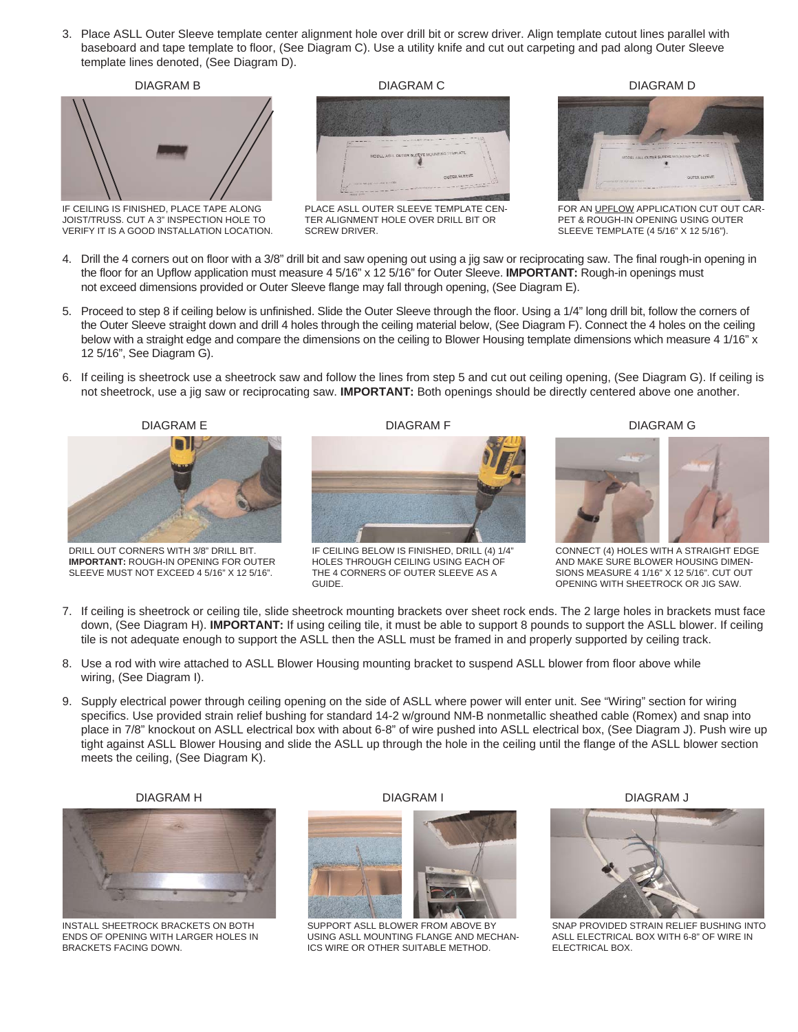3. Place ASLL Outer Sleeve template center alignment hole over drill bit or screw driver. Align template cutout lines parallel with baseboard and tape template to floor, (See Diagram C). Use a utility knife and cut out carpeting and pad along Outer Sleeve template lines denoted, (See Diagram D).

DIAGRAM B

IF CEILING IS FINISHED, PLACE TAPE ALONG JOIST/TRUSS. CUT A 3" INSPECTION HOLE TO VERIFY IT IS A GOOD INSTALLATION LOCATION.

DIAGRAM C

PLACE ASLL OUTER SLEEVE TEMPLATE CENTER ALIGNMENT HOLE OVER DRILL BIT OR SCREW DRIVER.

DIAGRAM D

FOR AN UPFLOW APPLICATION CUT OUT CARPET & ROUGH-IN OPENING USING OUTER SLEEVE TEMPLATE (4 5/16" X 12 5/16").

4. Drill the 4 corners out on floor with a 3/8" drill bit and saw opening out using a jig saw or reciprocating saw. The final rough-in opening in the floor for an Upflow application must measure 4 5/16" x 12 5/16" for Outer Sleeve. **IMPORTANT:** Rough-in openings must not exceed dimensions provided or Outer Sleeve flange may fall through opening, (See Diagram E).

5. Proceed to step 8 if ceiling below is unfinished. Slide the Outer Sleeve through the floor. Using a 1/4" long drill bit, follow the corners of the Outer Sleeve straight down and drill 4 holes through the ceiling material below, (See Diagram F). Connect the 4 holes on the ceiling below with a straight edge and compare the dimensions on the ceiling to Blower Housing template dimensions which measure 4 1/16" x 12 5/16", See Diagram G).

6. If ceiling is sheetrock use a sheetrock saw and follow the lines from step 5 and cut out ceiling opening, (See Diagram G). If ceiling is not sheetrock, use a jig saw or reciprocating saw. **IMPORTANT:** Both openings should be directly centered above one another.

DIAGRAM E

DRILL OUT CORNERS WITH 3/8" DRILL BIT. **IMPORTANT:** ROUGH-IN OPENING FOR OUTER SLEEVE MUST NOT EXCEED 4 5/16" X 12 5/16".

DIAGRAM F

IF CEILING BELOW IS FINISHED, DRILL (4) 1/4" HOLES THROUGH CEILING USING EACH OF THE 4 CORNERS OF OUTER SLEEVE AS A GUIDE.

DIAGRAM G

CONNECT (4) HOLES WITH A STRAIGHT EDGE AND MAKE SURE BLOWER HOUSING DIMENSIONS MEASURE 4 1/16" X 12 5/16". CUT OUT OPENING WITH SHEETROCK OR JIG SAW.

7. If ceiling is sheetrock or ceiling tile, slide sheetrock mounting brackets over sheet rock ends. The 2 large holes in brackets must face down, (See Diagram H). **IMPORTANT:** If using ceiling tile, it must be able to support 8 pounds to support the ASLL blower. If ceiling tile is not adequate enough to support the ASLL then the ASLL must be framed in and properly supported by ceiling track.

8. Use a rod with wire attached to ASLL Blower Housing mounting bracket to suspend ASLL blower from floor above while wiring, (See Diagram I).

9. Supply electrical power through ceiling opening on the side of ASLL where power will enter unit. See "Wiring" section for wiring specifics. Use provided strain relief bushing for standard 14-2 w/ground NM-B nonmetallic sheathed cable (Romex) and snap into place in 7/8" knockout on ASLL electrical box with about 6-8" of wire pushed into ASLL electrical box, (See Diagram J). Push wire up tight against ASLL Blower Housing and slide the ASLL up through the hole in the ceiling until the flange of the ASLL blower section meets the ceiling, (See Diagram K).

DIAGRAM H

INSTALL SHEETROCK BRACKETS ON BOTH ENDS OF OPENING WITH LARGER HOLES IN BRACKETS FACING DOWN.

DIAGRAM I

SUPPORT ASLL BLOWER FROM ABOVE BY USING ASLL MOUNTING FLANGE AND MECHANICS WIRE OR OTHER SUITABLE METHOD.

DIAGRAM J

SNAP PROVIDED STRAIN RELIEF BUSHING INTO ASLL ELECTRICAL BOX WITH 6-8" OF WIRE IN ELECTRICAL BOX.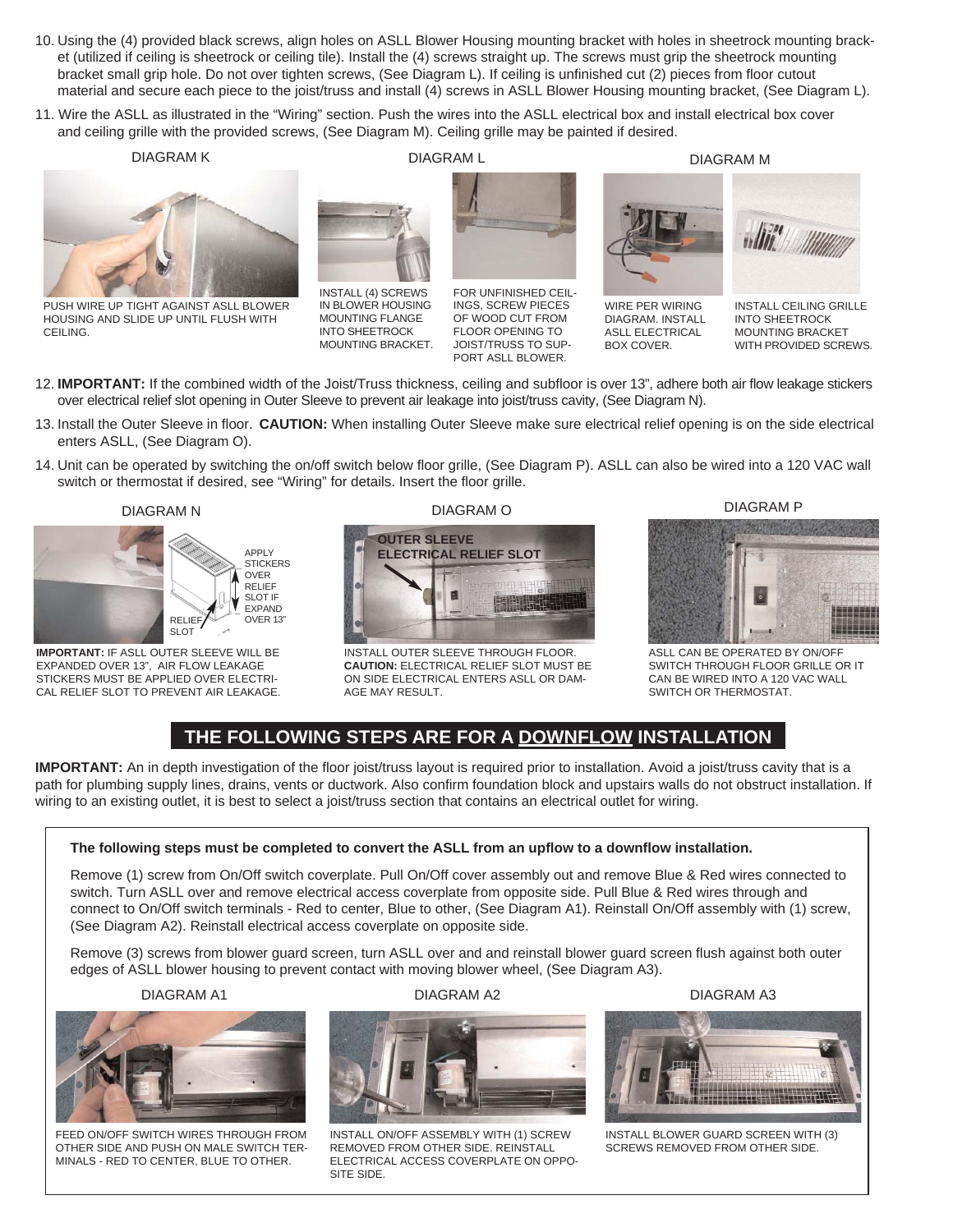10. Using the (4) provided black screws, align holes on ASLL Blower Housing mounting bracket with holes in sheetrock mounting bracket (utilized if ceiling is sheetrock or ceiling tile). Install the (4) screws straight up. The screws must grip the sheetrock mounting bracket small grip hole. Do not over tighten screws, (See Diagram L). If ceiling is unfinished cut (2) pieces from floor cutout material and secure each piece to the joist/truss and install (4) screws in ASLL Blower Housing mounting bracket, (See Diagram L).

11. Wire the ASLL as illustrated in the "Wiring" section. Push the wires into the ASLL electrical box and install electrical box cover and ceiling grille with the provided screws, (See Diagram M). Ceiling grille may be painted if desired.

DIAGRAM K

PUSH WIRE UP TIGHT AGAINST ASLL BLOWER HOUSING AND SLIDE UP UNTIL FLUSH WITH CEILING.

DIAGRAM L

INSTALL (4) SCREWS IN BLOWER HOUSING MOUNTING FLANGE INTO SHEETROCK MOUNTING BRACKET.

FOR UNFINISHED CEILINGS, SCREW PIECES OF WOOD CUT FROM FLOOR OPENING TO JOIST/TRUSS TO SUPPORT ASLL BLOWER.

DIAGRAM M

WIRE PER WIRING DIAGRAM. INSTALL ASLL ELECTRICAL BOX COVER.

INSTALL CEILING GRILLE INTO SHEETROCK MOUNTING BRACKET WITH PROVIDED SCREWS.

12. **IMPORTANT:** If the combined width of the Joist/Truss thickness, ceiling and subfloor is over 13", adhere both air flow leakage stickers over electrical relief slot opening in Outer Sleeve to prevent air leakage into joist/truss cavity, (See Diagram N).

13. Install the Outer Sleeve in floor. **CAUTION:** When installing Outer Sleeve make sure electrical relief opening is on the side electrical enters ASLL, (See Diagram O).

14. Unit can be operated by switching the on/off switch below floor grille, (See Diagram P). ASLL can also be wired into a 120 VAC wall switch or thermostat if desired, see "Wiring" for details. Insert the floor grille.

DIAGRAM N

APPLY STICKERS OVER RELIEF SLOT IF EXPAND OVER 13"

RELIEF SLOT

**IMPORTANT:** IF ASLL OUTER SLEEVE WILL BE EXPANDED OVER 13", AIR FLOW LEAKAGE STICKERS MUST BE APPLIED OVER ELECTRICAL RELIEF SLOT TO PREVENT AIR LEAKAGE.

DIAGRAM O

OUTER SLEEVE ELECTRICAL RELIEF SLOT

INSTALL OUTER SLEEVE THROUGH FLOOR. **CAUTION:** ELECTRICAL RELIEF SLOT MUST BE ON SIDE ELECTRICAL ENTERS ASLL OR DAMAGE MAY RESULT.

DIAGRAM P

ASLL CAN BE OPERATED BY ON/OFF SWITCH THROUGH FLOOR GRILLE OR IT CAN BE WIRED INTO A 120 VAC WALL SWITCH OR THERMOSTAT.

## THE FOLLOWING STEPS ARE FOR A DOWNFLOW INSTALLATION

**IMPORTANT:** An in depth investigation of the floor joist/truss layout is required prior to installation. Avoid a joist/truss cavity that is a path for plumbing supply lines, drains, vents or ductwork. Also confirm foundation block and upstairs walls do not obstruct installation. If wiring to an existing outlet, it is best to select a joist/truss section that contains an electrical outlet for wiring.

**The following steps must be completed to convert the ASLL from an upflow to a downflow installation.**

Remove (1) screw from On/Off switch coverplate. Pull On/Off cover assembly out and remove Blue & Red wires connected to switch. Turn ASLL over and remove electrical access coverplate from opposite side. Pull Blue & Red wires through and connect to On/Off switch terminals - Red to center, Blue to other, (See Diagram A1). Reinstall On/Off assembly with (1) screw, (See Diagram A2). Reinstall electrical access coverplate on opposite side.

Remove (3) screws from blower guard screen, turn ASLL over and and reinstall blower guard screen flush against both outer edges of ASLL blower housing to prevent contact with moving blower wheel, (See Diagram A3).

DIAGRAM A1

FEED ON/OFF SWITCH WIRES THROUGH FROM OTHER SIDE AND PUSH ON MALE SWITCH TERMINALS - RED TO CENTER, BLUE TO OTHER.

DIAGRAM A2

INSTALL ON/OFF ASSEMBLY WITH (1) SCREW REMOVED FROM OTHER SIDE. REINSTALL ELECTRICAL ACCESS COVERPLATE ON OPPOSITE SIDE.

DIAGRAM A3

INSTALL BLOWER GUARD SCREEN WITH (3) SCREWS REMOVED FROM OTHER SIDE.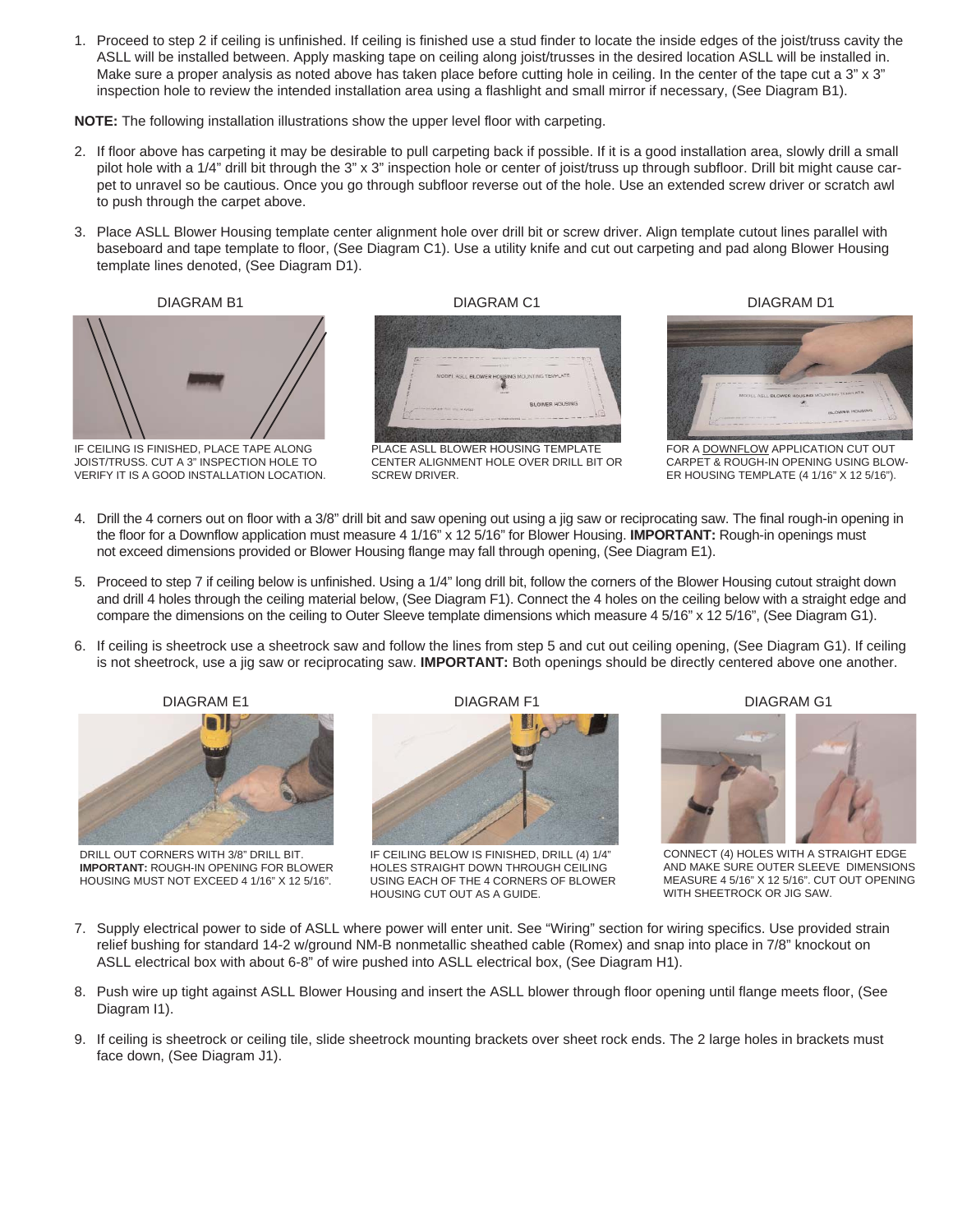1. Proceed to step 2 if ceiling is unfinished. If ceiling is finished use a stud finder to locate the inside edges of the joist/truss cavity the ASLL will be installed between. Apply masking tape on ceiling along joist/trusses in the desired location ASLL will be installed in. Make sure a proper analysis as noted above has taken place before cutting hole in ceiling. In the center of the tape cut a 3" x 3" inspection hole to review the intended installation area using a flashlight and small mirror if necessary, (See Diagram B1).

**NOTE:** The following installation illustrations show the upper level floor with carpeting.

2. If floor above has carpeting it may be desirable to pull carpeting back if possible. If it is a good installation area, slowly drill a small pilot hole with a 1/4" drill bit through the 3" x 3" inspection hole or center of joist/truss up through subfloor. Drill bit might cause carpet to unravel so be cautious. Once you go through subfloor reverse out of the hole. Use an extended screw driver or scratch awl to push through the carpet above.

3. Place ASLL Blower Housing template center alignment hole over drill bit or screw driver. Align template cutout lines parallel with baseboard and tape template to floor, (See Diagram C1). Use a utility knife and cut out carpeting and pad along Blower Housing template lines denoted, (See Diagram D1).

DIAGRAM B1

IF CEILING IS FINISHED, PLACE TAPE ALONG JOIST/TRUSS. CUT A 3" INSPECTION HOLE TO VERIFY IT IS A GOOD INSTALLATION LOCATION.

DIAGRAM C1

PLACE ASLL BLOWER HOUSING TEMPLATE CENTER ALIGNMENT HOLE OVER DRILL BIT OR SCREW DRIVER.

DIAGRAM D1

FOR A DOWNFLOW APPLICATION CUT OUT CARPET & ROUGH-IN OPENING USING BLOWER HOUSING TEMPLATE (4 1/16" X 12 5/16").

4. Drill the 4 corners out on floor with a 3/8" drill bit and saw opening out using a jig saw or reciprocating saw. The final rough-in opening in the floor for a Downflow application must measure 4 1/16" x 12 5/16" for Blower Housing. **IMPORTANT:** Rough-in openings must not exceed dimensions provided or Blower Housing flange may fall through opening, (See Diagram E1).

5. Proceed to step 7 if ceiling below is unfinished. Using a 1/4" long drill bit, follow the corners of the Blower Housing cutout straight down and drill 4 holes through the ceiling material below, (See Diagram F1). Connect the 4 holes on the ceiling below with a straight edge and compare the dimensions on the ceiling to Outer Sleeve template dimensions which measure 4 5/16" x 12 5/16", (See Diagram G1).

6. If ceiling is sheetrock use a sheetrock saw and follow the lines from step 5 and cut out ceiling opening, (See Diagram G1). If ceiling is not sheetrock, use a jig saw or reciprocating saw. **IMPORTANT:** Both openings should be directly centered above one another.

DIAGRAM E1

DRILL OUT CORNERS WITH 3/8" DRILL BIT. **IMPORTANT:** ROUGH-IN OPENING FOR BLOWER HOUSING MUST NOT EXCEED 4 1/16" X 12 5/16".

DIAGRAM F1

IF CEILING BELOW IS FINISHED, DRILL (4) 1/4" HOLES STRAIGHT DOWN THROUGH CEILING USING EACH OF THE 4 CORNERS OF BLOWER HOUSING CUT OUT AS A GUIDE.

DIAGRAM G1

CONNECT (4) HOLES WITH A STRAIGHT EDGE AND MAKE SURE OUTER SLEEVE DIMENSIONS MEASURE 4 5/16" X 12 5/16". CUT OUT OPENING WITH SHEETROCK OR JIG SAW.

7. Supply electrical power to side of ASLL where power will enter unit. See "Wiring" section for wiring specifics. Use provided strain relief bushing for standard 14-2 w/ground NM-B nonmetallic sheathed cable (Romex) and snap into place in 7/8" knockout on ASLL electrical box with about 6-8" of wire pushed into ASLL electrical box, (See Diagram H1).

8. Push wire up tight against ASLL Blower Housing and insert the ASLL blower through floor opening until flange meets floor, (See Diagram I1).

9. If ceiling is sheetrock or ceiling tile, slide sheetrock mounting brackets over sheet rock ends. The 2 large holes in brackets must face down, (See Diagram J1).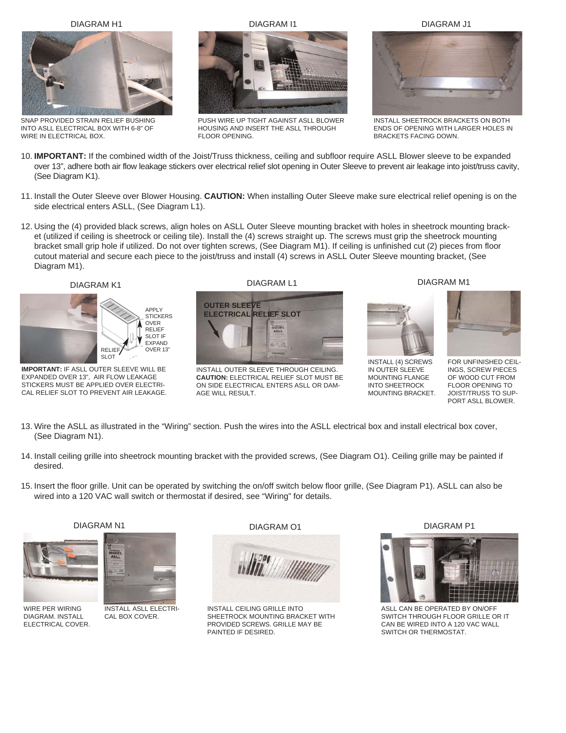DIAGRAM H1

SNAP PROVIDED STRAIN RELIEF BUSHING INTO ASLL ELECTRICAL BOX WITH 6-8" OF WIRE IN ELECTRICAL BOX.

DIAGRAM I1

PUSH WIRE UP TIGHT AGAINST ASLL BLOWER HOUSING AND INSERT THE ASLL THROUGH FLOOR OPENING.

DIAGRAM J1

INSTALL SHEETROCK BRACKETS ON BOTH ENDS OF OPENING WITH LARGER HOLES IN BRACKETS FACING DOWN.

10. **IMPORTANT:** If the combined width of the Joist/Truss thickness, ceiling and subfloor require ASLL Blower sleeve to be expanded over 13", adhere both air flow leakage stickers over electrical relief slot opening in Outer Sleeve to prevent air leakage into joist/truss cavity, (See Diagram K1).

11. Install the Outer Sleeve over Blower Housing. **CAUTION:** When installing Outer Sleeve make sure electrical relief opening is on the side electrical enters ASLL, (See Diagram L1).

12. Using the (4) provided black screws, align holes on ASLL Outer Sleeve mounting bracket with holes in sheetrock mounting bracket (utilized if ceiling is sheetrock or ceiling tile). Install the (4) screws straight up. The screws must grip the sheetrock mounting bracket small grip hole if utilized. Do not over tighten screws, (See Diagram M1). If ceiling is unfinished cut (2) pieces from floor cutout material and secure each piece to the joist/truss and install (4) screws in ASLL Outer Sleeve mounting bracket, (See Diagram M1).

DIAGRAM K1

APPLY STICKERS OVER RELIEF SLOT IF EXPAND OVER 13"

RELIEF SLOT

**IMPORTANT:** IF ASLL OUTER SLEEVE WILL BE EXPANDED OVER 13", AIR FLOW LEAKAGE STICKERS MUST BE APPLIED OVER ELECTRICAL RELIEF SLOT TO PREVENT AIR LEAKAGE.

DIAGRAM L1

OUTER SLEEVE ELECTRICAL RELIEF SLOT

INSTALL OUTER SLEEVE THROUGH CEILING. **CAUTION:** ELECTRICAL RELIEF SLOT MUST BE ON SIDE ELECTRICAL ENTERS ASLL OR DAMAGE WILL RESULT.

DIAGRAM M1

INSTALL (4) SCREWS IN OUTER SLEEVE MOUNTING FLANGE INTO SHEETROCK MOUNTING BRACKET.

FOR UNFINISHED CEILINGS, SCREW PIECES OF WOOD CUT FROM FLOOR OPENING TO JOIST/TRUSS TO SUPPORT ASLL BLOWER.

13. Wire the ASLL as illustrated in the "Wiring" section. Push the wires into the ASLL electrical box and install electrical box cover, (See Diagram N1).

14. Install ceiling grille into sheetrock mounting bracket with the provided screws, (See Diagram O1). Ceiling grille may be painted if desired.

15. Insert the floor grille. Unit can be operated by switching the on/off switch below floor grille, (See Diagram P1). ASLL can also be wired into a 120 VAC wall switch or thermostat if desired, see "Wiring" for details.

DIAGRAM N1

WIRE PER WIRING DIAGRAM. INSTALL ELECTRICAL COVER.

INSTALL ASLL ELECTRICAL BOX COVER.

DIAGRAM O1

INSTALL CEILING GRILLE INTO SHEETROCK MOUNTING BRACKET WITH PROVIDED SCREWS. GRILLE MAY BE PAINTED IF DESIRED.

DIAGRAM P1

ASLL CAN BE OPERATED BY ON/OFF SWITCH THROUGH FLOOR GRILLE OR IT CAN BE WIRED INTO A 120 VAC WALL SWITCH OR THERMOSTAT.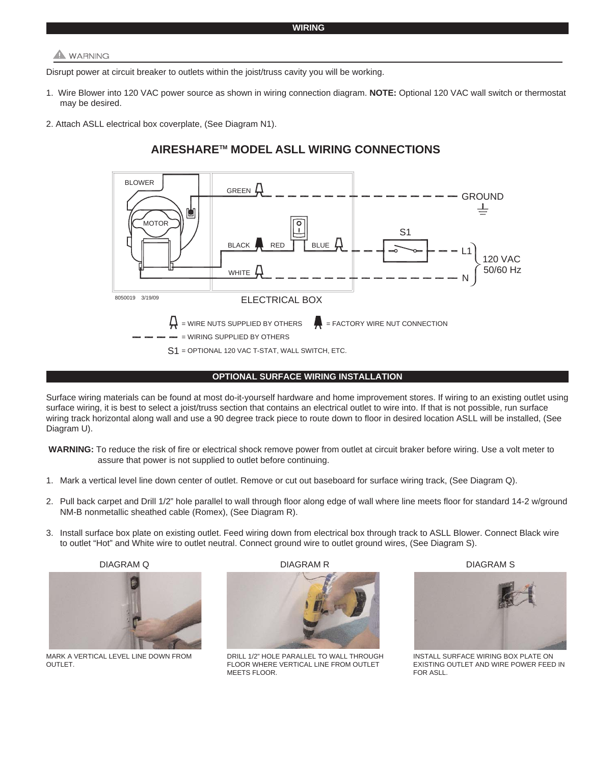## WIRING

⚠ WARNING

Disrupt power at circuit breaker to outlets within the joist/truss cavity you will be working.

1. Wire Blower into 120 VAC power source as shown in wiring connection diagram. **NOTE:** Optional 120 VAC wall switch or thermostat may be desired.

2. Attach ASLL electrical box coverplate, (See Diagram N1).

### AIRESHARE™ MODEL ASLL WIRING CONNECTIONS

BLOWER

MOTOR

GREEN

BLACK RED BLUE

WHITE

S1

GROUND

L1

N

120 VAC 50/60 Hz

8050019 3/19/09

ELECTRICAL BOX

= WIRE NUTS SUPPLIED BY OTHERS = FACTORY WIRE NUT CONNECTION

= WIRING SUPPLIED BY OTHERS

S1 = OPTIONAL 120 VAC T-STAT, WALL SWITCH, ETC.

## OPTIONAL SURFACE WIRING INSTALLATION

Surface wiring materials can be found at most do-it-yourself hardware and home improvement stores. If wiring to an existing outlet using surface wiring, it is best to select a joist/truss section that contains an electrical outlet to wire into. If that is not possible, run surface wiring track horizontal along wall and use a 90 degree track piece to route down to floor in desired location ASLL will be installed, (See Diagram U).

**WARNING:** To reduce the risk of fire or electrical shock remove power from outlet at circuit braker before wiring. Use a volt meter to assure that power is not supplied to outlet before continuing.

1. Mark a vertical level line down center of outlet. Remove or cut out baseboard for surface wiring track, (See Diagram Q).

2. Pull back carpet and Drill 1/2" hole parallel to wall through floor along edge of wall where line meets floor for standard 14-2 w/ground NM-B nonmetallic sheathed cable (Romex), (See Diagram R).

3. Install surface box plate on existing outlet. Feed wiring down from electrical box through track to ASLL Blower. Connect Black wire to outlet "Hot" and White wire to outlet neutral. Connect ground wire to outlet ground wires, (See Diagram S).

DIAGRAM Q

MARK A VERTICAL LEVEL LINE DOWN FROM OUTLET.

DIAGRAM R

DRILL 1/2" HOLE PARALLEL TO WALL THROUGH FLOOR WHERE VERTICAL LINE FROM OUTLET MEETS FLOOR.

DIAGRAM S

INSTALL SURFACE WIRING BOX PLATE ON EXISTING OUTLET AND WIRE POWER FEED IN FOR ASLL.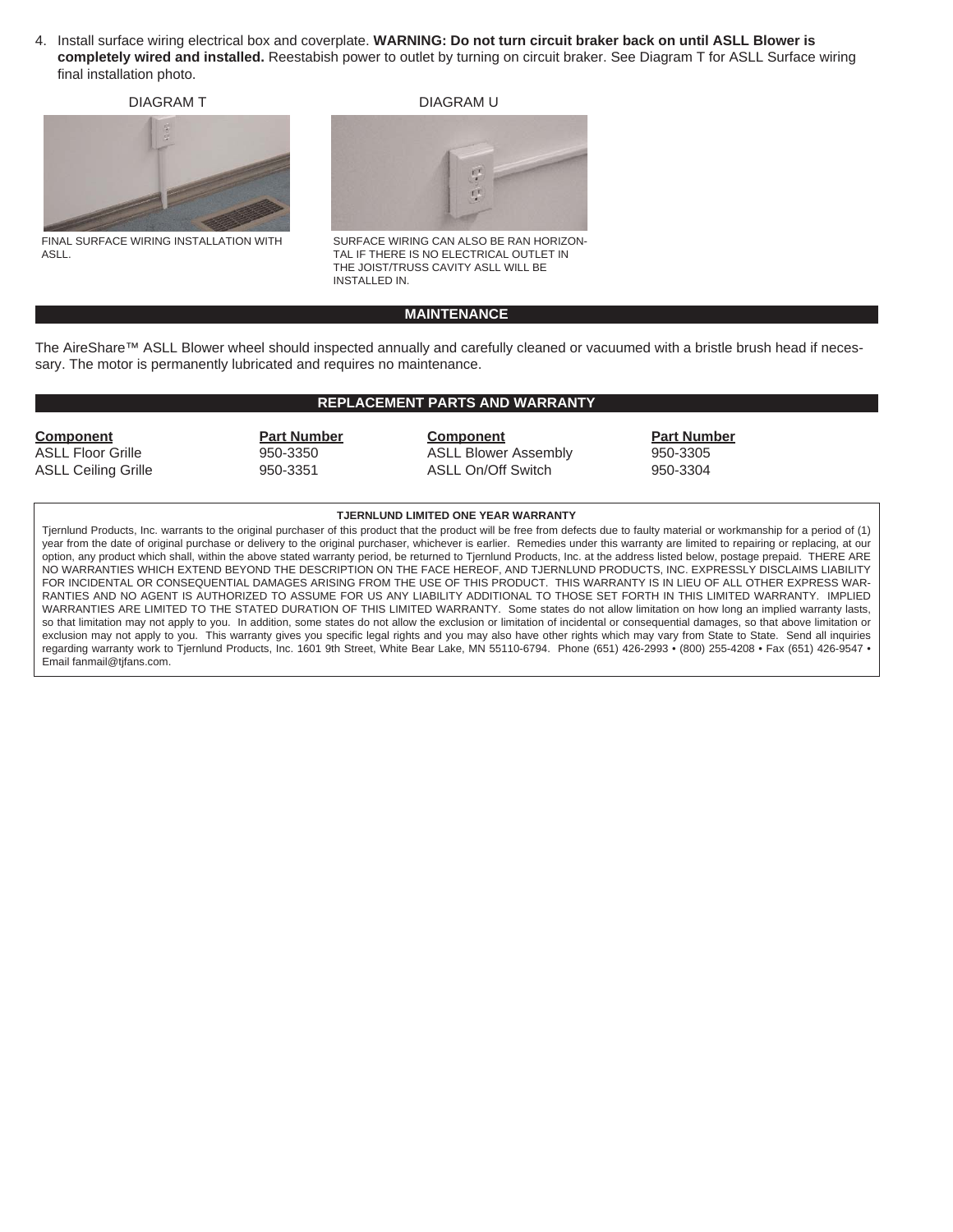4. Install surface wiring electrical box and coverplate. **WARNING: Do not turn circuit braker back on until ASLL Blower is completely wired and installed.** Reestabish power to outlet by turning on circuit braker. See Diagram T for ASLL Surface wiring final installation photo.

DIAGRAM T

FINAL SURFACE WIRING INSTALLATION WITH ASLL.

DIAGRAM U

SURFACE WIRING CAN ALSO BE RAN HORIZONTAL IF THERE IS NO ELECTRICAL OUTLET IN THE JOIST/TRUSS CAVITY ASLL WILL BE INSTALLED IN.

## MAINTENANCE

The AireShare™ ASLL Blower wheel should inspected annually and carefully cleaned or vacuumed with a bristle brush head if necessary. The motor is permanently lubricated and requires no maintenance.

## REPLACEMENT PARTS AND WARRANTY

| Component | Part Number | Component | Part Number |
|---|---|---|---|
| ASLL Floor Grille | 950-3350 | ASLL Blower Assembly | 950-3305 |
| ASLL Ceiling Grille | 950-3351 | ASLL On/Off Switch | 950-3304 |

**TJERNLUND LIMITED ONE YEAR WARRANTY**

Tjernlund Products, Inc. warrants to the original purchaser of this product that the product will be free from defects due to faulty material or workmanship for a period of (1) year from the date of original purchase or delivery to the original purchaser, whichever is earlier. Remedies under this warranty are limited to repairing or replacing, at our option, any product which shall, within the above stated warranty period, be returned to Tjernlund Products, Inc. at the address listed below, postage prepaid. THERE ARE NO WARRANTIES WHICH EXTEND BEYOND THE DESCRIPTION ON THE FACE HEREOF, AND TJERNLUND PRODUCTS, INC. EXPRESSLY DISCLAIMS LIABILITY FOR INCIDENTAL OR CONSEQUENTIAL DAMAGES ARISING FROM THE USE OF THIS PRODUCT. THIS WARRANTY IS IN LIEU OF ALL OTHER EXPRESS WARRANTIES AND NO AGENT IS AUTHORIZED TO ASSUME FOR US ANY LIABILITY ADDITIONAL TO THOSE SET FORTH IN THIS LIMITED WARRANTY. IMPLIED WARRANTIES ARE LIMITED TO THE STATED DURATION OF THIS LIMITED WARRANTY. Some states do not allow limitation on how long an implied warranty lasts, so that limitation may not apply to you. In addition, some states do not allow the exclusion or limitation of incidental or consequential damages, so that above limitation or exclusion may not apply to you. This warranty gives you specific legal rights and you may also have other rights which may vary from State to State. Send all inquiries regarding warranty work to Tjernlund Products, Inc. 1601 9th Street, White Bear Lake, MN 55110-6794. Phone (651) 426-2993 • (800) 255-4208 • Fax (651) 426-9547 • Email fanmail@tjfans.com.